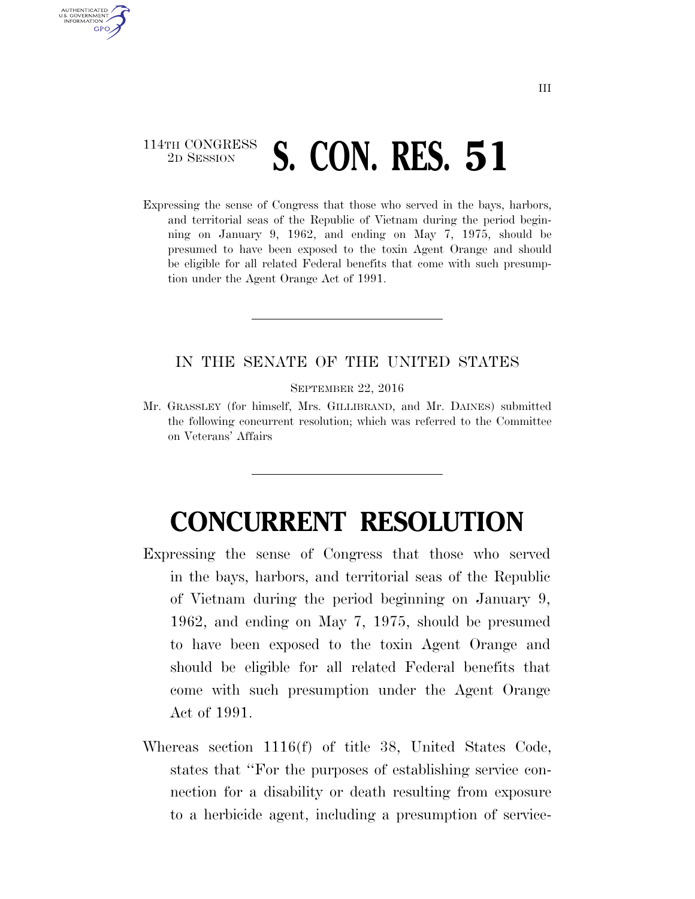114TH CONGRESS
2D SESSION

# S. CON. RES. 51

Expressing the sense of Congress that those who served in the bays, harbors, and territorial seas of the Republic of Vietnam during the period beginning on January 9, 1962, and ending on May 7, 1975, should be presumed to have been exposed to the toxin Agent Orange and should be eligible for all related Federal benefits that come with such presumption under the Agent Orange Act of 1991.

---

IN THE SENATE OF THE UNITED STATES

SEPTEMBER 22, 2016

Mr. GRASSLEY (for himself, Mrs. GILLIBRAND, and Mr. DAINES) submitted the following concurrent resolution; which was referred to the Committee on Veterans' Affairs

---

# CONCURRENT RESOLUTION

Expressing the sense of Congress that those who served in the bays, harbors, and territorial seas of the Republic of Vietnam during the period beginning on January 9, 1962, and ending on May 7, 1975, should be presumed to have been exposed to the toxin Agent Orange and should be eligible for all related Federal benefits that come with such presumption under the Agent Orange Act of 1991.

Whereas section 1116(f) of title 38, United States Code, states that "For the purposes of establishing service connection for a disability or death resulting from exposure to a herbicide agent, including a presumption of service-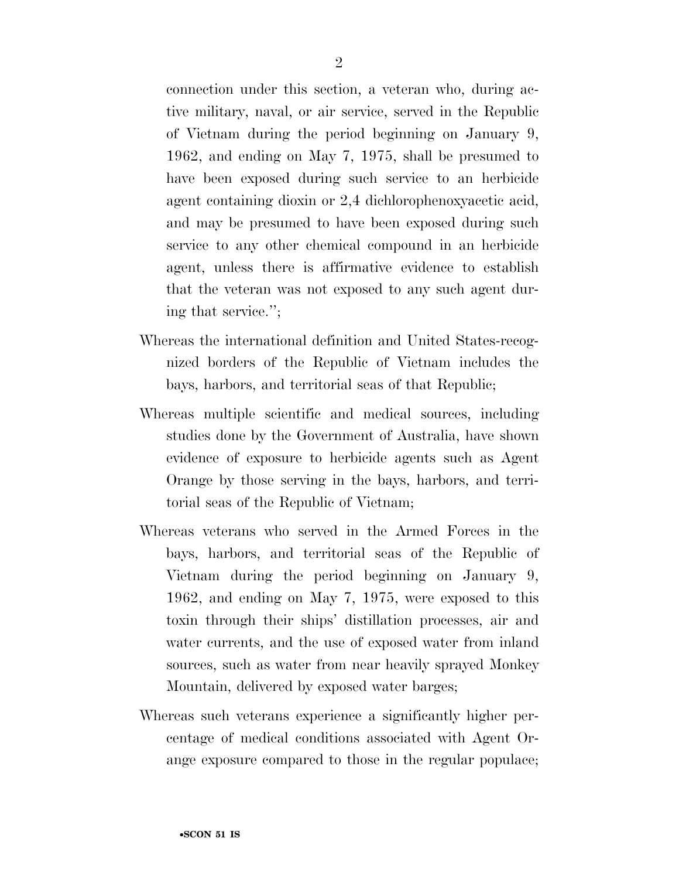connection under this section, a veteran who, during active military, naval, or air service, served in the Republic of Vietnam during the period beginning on January 9, 1962, and ending on May 7, 1975, shall be presumed to have been exposed during such service to an herbicide agent containing dioxin or 2,4 dichlorophenoxyacetic acid, and may be presumed to have been exposed during such service to any other chemical compound in an herbicide agent, unless there is affirmative evidence to establish that the veteran was not exposed to any such agent during that service.'';

Whereas the international definition and United States-recognized borders of the Republic of Vietnam includes the bays, harbors, and territorial seas of that Republic;

Whereas multiple scientific and medical sources, including studies done by the Government of Australia, have shown evidence of exposure to herbicide agents such as Agent Orange by those serving in the bays, harbors, and territorial seas of the Republic of Vietnam;

Whereas veterans who served in the Armed Forces in the bays, harbors, and territorial seas of the Republic of Vietnam during the period beginning on January 9, 1962, and ending on May 7, 1975, were exposed to this toxin through their ships' distillation processes, air and water currents, and the use of exposed water from inland sources, such as water from near heavily sprayed Monkey Mountain, delivered by exposed water barges;

Whereas such veterans experience a significantly higher percentage of medical conditions associated with Agent Orange exposure compared to those in the regular populace;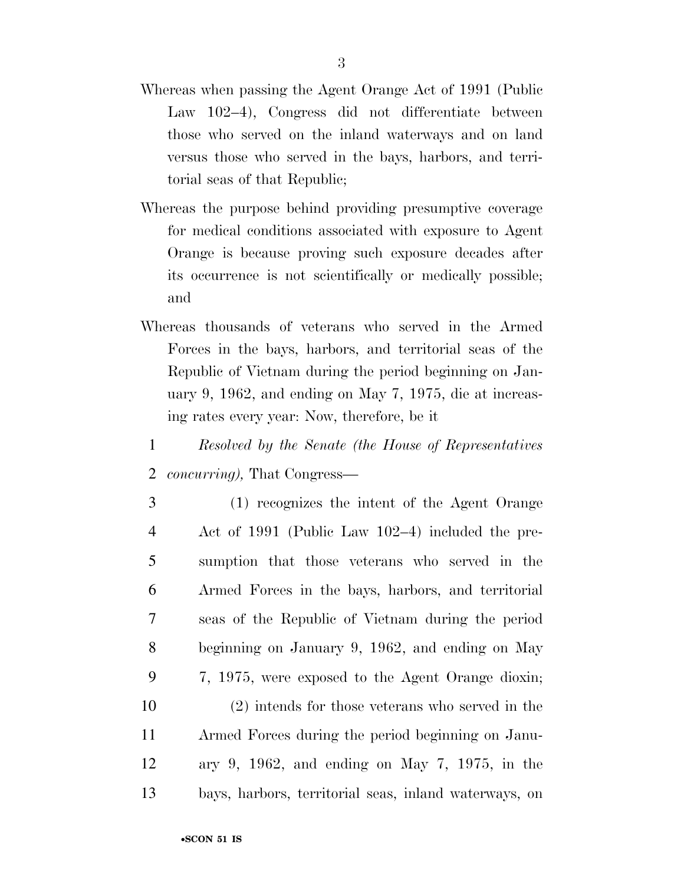Whereas when passing the Agent Orange Act of 1991 (Public Law 102–4), Congress did not differentiate between those who served on the inland waterways and on land versus those who served in the bays, harbors, and territorial seas of that Republic;

Whereas the purpose behind providing presumptive coverage for medical conditions associated with exposure to Agent Orange is because proving such exposure decades after its occurrence is not scientifically or medically possible; and

Whereas thousands of veterans who served in the Armed Forces in the bays, harbors, and territorial seas of the Republic of Vietnam during the period beginning on January 9, 1962, and ending on May 7, 1975, die at increasing rates every year: Now, therefore, be it

*Resolved by the Senate (the House of Representatives concurring),* That Congress—

(1) recognizes the intent of the Agent Orange Act of 1991 (Public Law 102–4) included the presumption that those veterans who served in the Armed Forces in the bays, harbors, and territorial seas of the Republic of Vietnam during the period beginning on January 9, 1962, and ending on May 7, 1975, were exposed to the Agent Orange dioxin;

(2) intends for those veterans who served in the Armed Forces during the period beginning on January 9, 1962, and ending on May 7, 1975, in the bays, harbors, territorial seas, inland waterways, on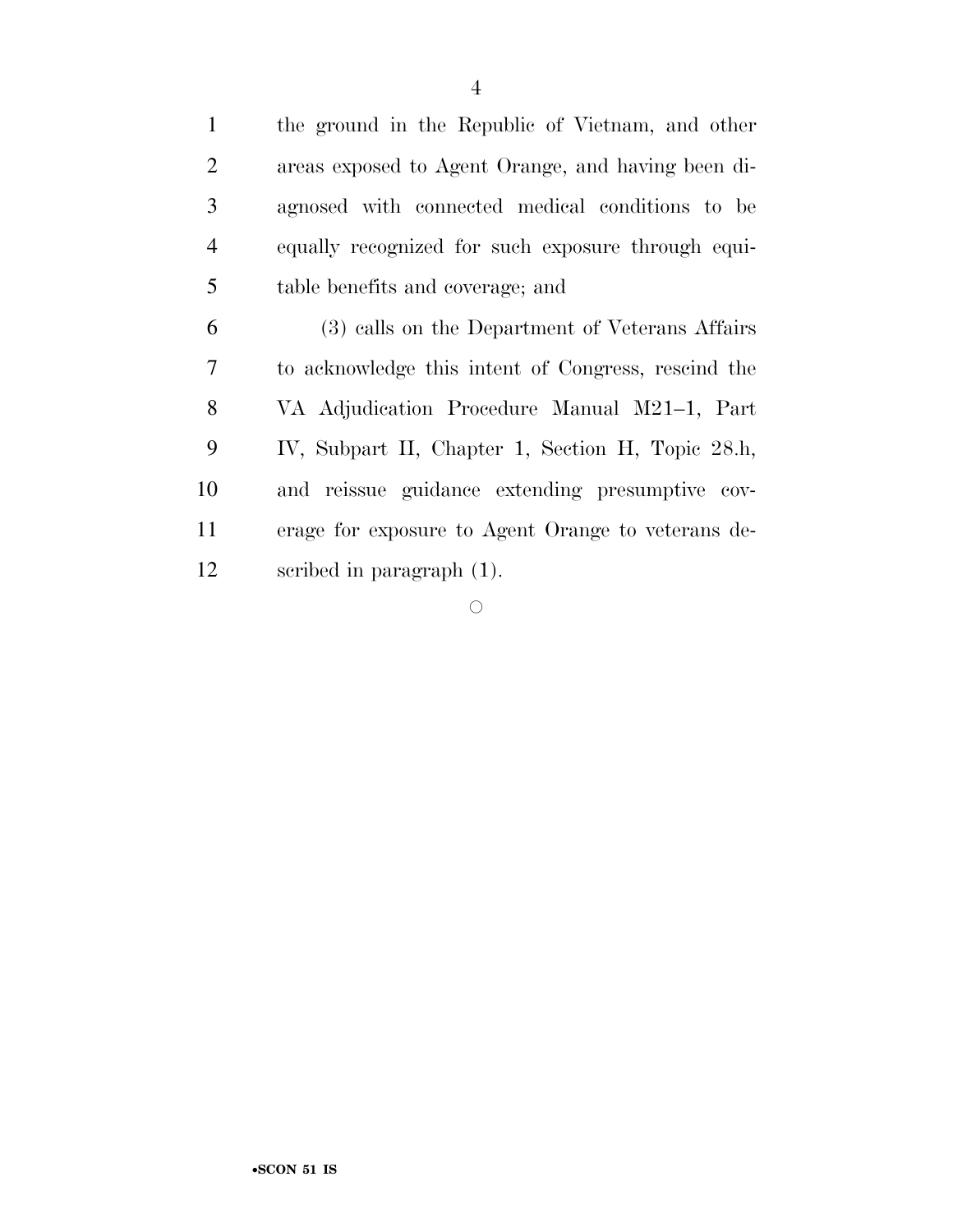the ground in the Republic of Vietnam, and other areas exposed to Agent Orange, and having been diagnosed with connected medical conditions to be equally recognized for such exposure through equitable benefits and coverage; and

(3) calls on the Department of Veterans Affairs to acknowledge this intent of Congress, rescind the VA Adjudication Procedure Manual M21–1, Part IV, Subpart II, Chapter 1, Section H, Topic 28.h, and reissue guidance extending presumptive coverage for exposure to Agent Orange to veterans described in paragraph (1).

○